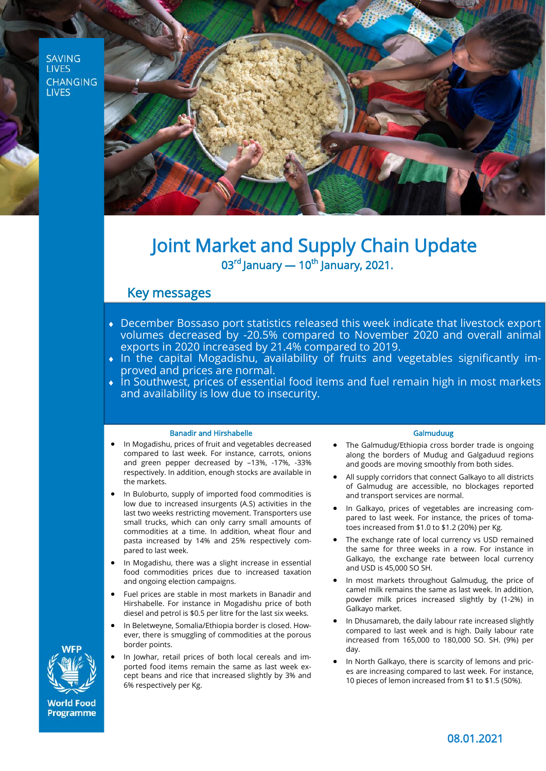SAVING LIVES CHANGING LIVES

# Joint Market and Supply Chain Update

03rd January — 10th January, 2021.

## Key messages

- December Bossaso port statistics released this week indicate that livestock export volumes decreased by -20.5% compared to November 2020 and overall animal exports in 2020 increased by 21.4% compared to 2019.
- In the capital Mogadishu, availability of fruits and vegetables significantly improved and prices are normal.
- In Southwest, prices of essential food items and fuel remain high in most markets and availability is low due to insecurity.

### Banadir and Hirshabelle

- In Mogadishu, prices of fruit and vegetables decreased compared to last week. For instance, carrots, onions and green pepper decreased by –13%, -17%, -33% respectively. In addition, enough stocks are available in the markets.
- In Buloburto, supply of imported food commodities is low due to increased insurgents (A.S) activities in the last two weeks restricting movement. Transporters use small trucks, which can only carry small amounts of commodities at a time. In addition, wheat flour and pasta increased by 14% and 25% respectively compared to last week.
- In Mogadishu, there was a slight increase in essential food commodities prices due to increased taxation and ongoing election campaigns.
- Fuel prices are stable in most markets in Banadir and Hirshabelle. For instance in Mogadishu price of both diesel and petrol is $0.5 per litre for the last six weeks.
- In Beletweyne, Somalia/Ethiopia border is closed. However, there is smuggling of commodities at the porous border points.
- In Jowhar, retail prices of both local cereals and imported food items remain the same as last week except beans and rice that increased slightly by 3% and 6% respectively per Kg.

### Galmuduug

- The Galmudug/Ethiopia cross border trade is ongoing along the borders of Mudug and Galgaduud regions and goods are moving smoothly from both sides.
- All supply corridors that connect Galkayo to all districts of Galmudug are accessible, no blockages reported and transport services are normal.
- In Galkayo, prices of vegetables are increasing compared to last week. For instance, the prices of tomatoes increased from $1.0 to $1.2 (20%) per Kg.
- The exchange rate of local currency vs USD remained the same for three weeks in a row. For instance in Galkayo, the exchange rate between local currency and USD is 45,000 SO SH.
- In most markets throughout Galmudug, the price of camel milk remains the same as last week. In addition, powder milk prices increased slightly by (1-2%) in Galkayo market.
- In Dhusamareb, the daily labour rate increased slightly compared to last week and is high. Daily labour rate increased from 165,000 to 180,000 SO. SH. (9%) per day.
- In North Galkayo, there is scarcity of lemons and prices are increasing compared to last week. For instance, 10 pieces of lemon increased from $1 to $1.5 (50%).

WFP World Food Programme

08.01.2021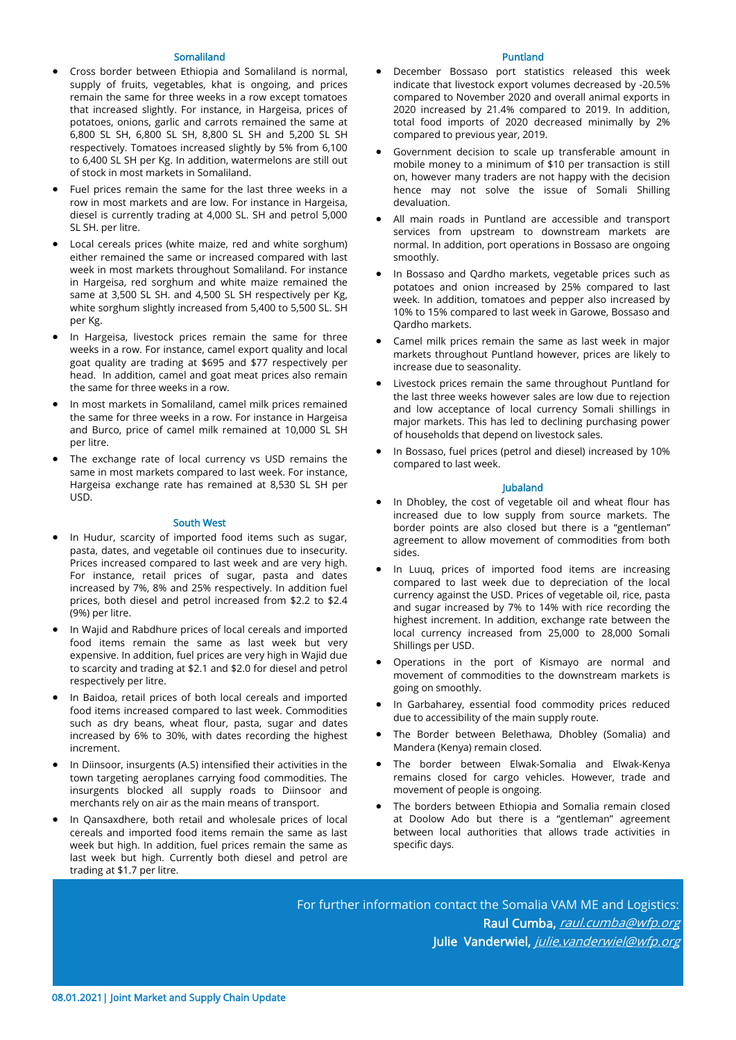## Somaliland

- Cross border between Ethiopia and Somaliland is normal, supply of fruits, vegetables, khat is ongoing, and prices remain the same for three weeks in a row except tomatoes that increased slightly. For instance, in Hargeisa, prices of potatoes, onions, garlic and carrots remained the same at 6,800 SL SH, 6,800 SL SH, 8,800 SL SH and 5,200 SL SH respectively. Tomatoes increased slightly by 5% from 6,100 to 6,400 SL SH per Kg. In addition, watermelons are still out of stock in most markets in Somaliland.
- Fuel prices remain the same for the last three weeks in a row in most markets and are low. For instance in Hargeisa, diesel is currently trading at 4,000 SL. SH and petrol 5,000 SL SH. per litre.
- Local cereals prices (white maize, red and white sorghum) either remained the same or increased compared with last week in most markets throughout Somaliland. For instance in Hargeisa, red sorghum and white maize remained the same at 3,500 SL SH. and 4,500 SL SH respectively per Kg, white sorghum slightly increased from 5,400 to 5,500 SL. SH per Kg.
- In Hargeisa, livestock prices remain the same for three weeks in a row. For instance, camel export quality and local goat quality are trading at $695 and $77 respectively per head. In addition, camel and goat meat prices also remain the same for three weeks in a row.
- In most markets in Somaliland, camel milk prices remained the same for three weeks in a row. For instance in Hargeisa and Burco, price of camel milk remained at 10,000 SL SH per litre.
- The exchange rate of local currency vs USD remains the same in most markets compared to last week. For instance, Hargeisa exchange rate has remained at 8,530 SL SH per USD.

## South West

- In Hudur, scarcity of imported food items such as sugar, pasta, dates, and vegetable oil continues due to insecurity. Prices increased compared to last week and are very high. For instance, retail prices of sugar, pasta and dates increased by 7%, 8% and 25% respectively. In addition fuel prices, both diesel and petrol increased from $2.2 to $2.4 (9%) per litre.
- In Wajid and Rabdhure prices of local cereals and imported food items remain the same as last week but very expensive. In addition, fuel prices are very high in Wajid due to scarcity and trading at $2.1 and $2.0 for diesel and petrol respectively per litre.
- In Baidoa, retail prices of both local cereals and imported food items increased compared to last week. Commodities such as dry beans, wheat flour, pasta, sugar and dates increased by 6% to 30%, with dates recording the highest increment.
- In Diinsoor, insurgents (A.S) intensified their activities in the town targeting aeroplanes carrying food commodities. The insurgents blocked all supply roads to Diinsoor and merchants rely on air as the main means of transport.
- In Qansaxdhere, both retail and wholesale prices of local cereals and imported food items remain the same as last week but high. In addition, fuel prices remain the same as last week but high. Currently both diesel and petrol are trading at $1.7 per litre.

## Puntland

- December Bossaso port statistics released this week indicate that livestock export volumes decreased by -20.5% compared to November 2020 and overall animal exports in 2020 increased by 21.4% compared to 2019. In addition, total food imports of 2020 decreased minimally by 2% compared to previous year, 2019.
- Government decision to scale up transferable amount in mobile money to a minimum of $10 per transaction is still on, however many traders are not happy with the decision hence may not solve the issue of Somali Shilling devaluation.
- All main roads in Puntland are accessible and transport services from upstream to downstream markets are normal. In addition, port operations in Bossaso are ongoing smoothly.
- In Bossaso and Qardho markets, vegetable prices such as potatoes and onion increased by 25% compared to last week. In addition, tomatoes and pepper also increased by 10% to 15% compared to last week in Garowe, Bossaso and Qardho markets.
- Camel milk prices remain the same as last week in major markets throughout Puntland however, prices are likely to increase due to seasonality.
- Livestock prices remain the same throughout Puntland for the last three weeks however sales are low due to rejection and low acceptance of local currency Somali shillings in major markets. This has led to declining purchasing power of households that depend on livestock sales.
- In Bossaso, fuel prices (petrol and diesel) increased by 10% compared to last week.

## Jubaland

- In Dhobley, the cost of vegetable oil and wheat flour has increased due to low supply from source markets. The border points are also closed but there is a "gentleman" agreement to allow movement of commodities from both sides.
- In Luuq, prices of imported food items are increasing compared to last week due to depreciation of the local currency against the USD. Prices of vegetable oil, rice, pasta and sugar increased by 7% to 14% with rice recording the highest increment. In addition, exchange rate between the local currency increased from 25,000 to 28,000 Somali Shillings per USD.
- Operations in the port of Kismayo are normal and movement of commodities to the downstream markets is going on smoothly.
- In Garbaharey, essential food commodity prices reduced due to accessibility of the main supply route.
- The Border between Belethawa, Dhobley (Somalia) and Mandera (Kenya) remain closed.
- The border between Elwak-Somalia and Elwak-Kenya remains closed for cargo vehicles. However, trade and movement of people is ongoing.
- The borders between Ethiopia and Somalia remain closed at Doolow Ado but there is a "gentleman" agreement between local authorities that allows trade activities in specific days.

For further information contact the Somalia VAM ME and Logistics:
**Raul Cumba,** *raul.cumba@wfp.org*
**Julie Vanderwiel,** *julie.vanderwiel@wfp.org*